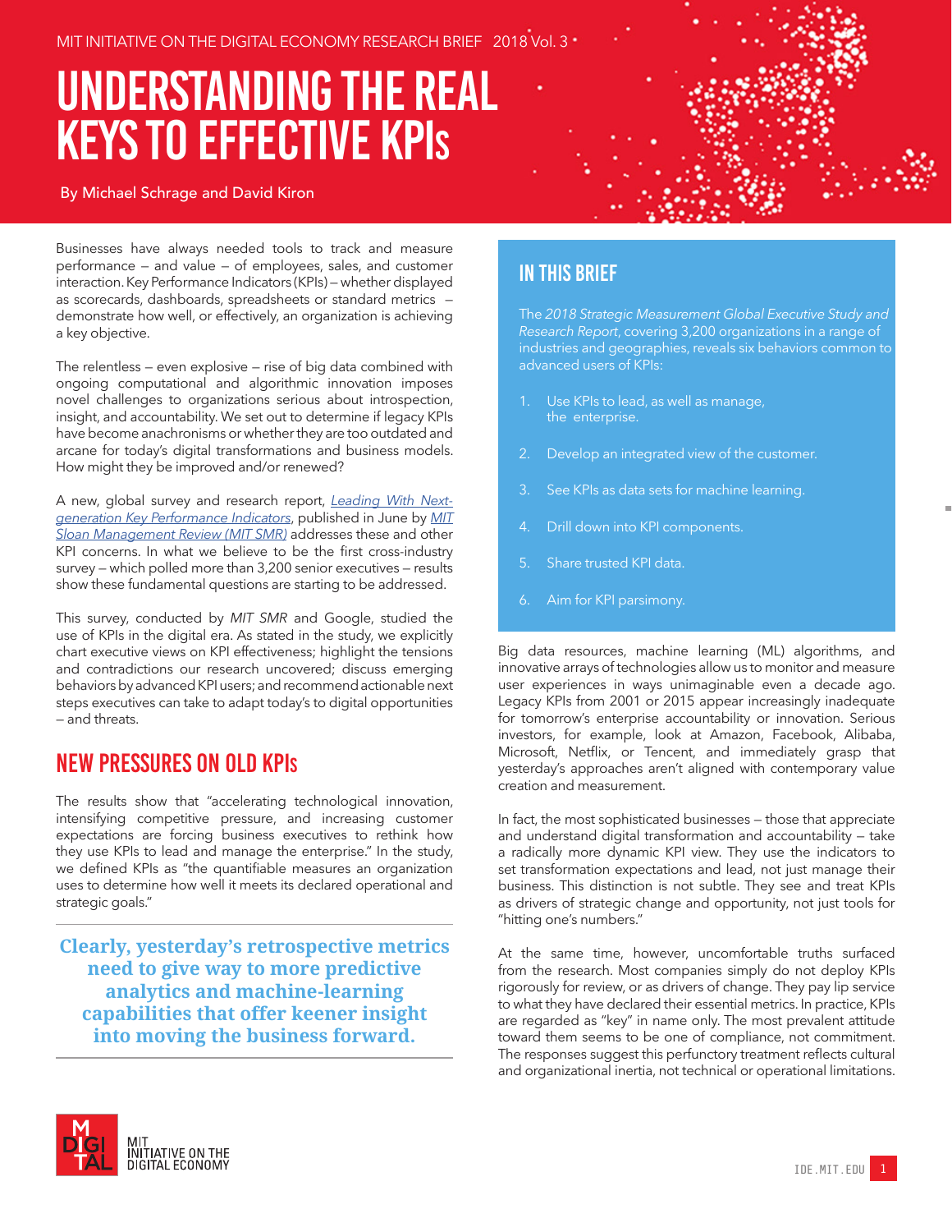MIT INITIATIVE ON THE DIGITAL ECONOMY RESEARCH BRIEF 2018 Vol. 3

# UNDERSTANDING THE REAL KEYS TO EFFECTIVE KPIs

By Michael Schrage and David Kiron

Businesses have always needed tools to track and measure performance – and value – of employees, sales, and customer interaction. Key Performance Indicators (KPIs) – whether displayed as scorecards, dashboards, spreadsheets or standard metrics – demonstrate how well, or effectively, an organization is achieving a key objective.

The relentless – even explosive – rise of big data combined with ongoing computational and algorithmic innovation imposes novel challenges to organizations serious about introspection, insight, and accountability. We set out to determine if legacy KPIs have become anachronisms or whether they are too outdated and arcane for today's digital transformations and business models. How might they be improved and/or renewed?

A new, global survey and research report, *Leading With Next-generation Key Performance Indicators*, published in June by *MIT Sloan Management Review (MIT SMR)* addresses these and other KPI concerns. In what we believe to be the first cross-industry survey – which polled more than 3,200 senior executives – results show these fundamental questions are starting to be addressed.

This survey, conducted by *MIT SMR* and Google, studied the use of KPIs in the digital era. As stated in the study, we explicitly chart executive views on KPI effectiveness; highlight the tensions and contradictions our research uncovered; discuss emerging behaviors by advanced KPI users; and recommend actionable next steps executives can take to adapt today's to digital opportunities – and threats.

## NEW PRESSURES ON OLD KPIs

The results show that "accelerating technological innovation, intensifying competitive pressure, and increasing customer expectations are forcing business executives to rethink how they use KPIs to lead and manage the enterprise." In the study, we defined KPIs as "the quantifiable measures an organization uses to determine how well it meets its declared operational and strategic goals."

> **Clearly, yesterday's retrospective metrics need to give way to more predictive analytics and machine-learning capabilities that offer keener insight into moving the business forward.**

## IN THIS BRIEF

The *2018 Strategic Measurement Global Executive Study and Research Report*, covering 3,200 organizations in a range of industries and geographies, reveals six behaviors common to advanced users of KPIs:

1. Use KPIs to lead, as well as manage, the enterprise.
2. Develop an integrated view of the customer.
3. See KPIs as data sets for machine learning.
4. Drill down into KPI components.
5. Share trusted KPI data.
6. Aim for KPI parsimony.

Big data resources, machine learning (ML) algorithms, and innovative arrays of technologies allow us to monitor and measure user experiences in ways unimaginable even a decade ago. Legacy KPIs from 2001 or 2015 appear increasingly inadequate for tomorrow's enterprise accountability or innovation. Serious investors, for example, look at Amazon, Facebook, Alibaba, Microsoft, Netflix, or Tencent, and immediately grasp that yesterday's approaches aren't aligned with contemporary value creation and measurement.

In fact, the most sophisticated businesses – those that appreciate and understand digital transformation and accountability – take a radically more dynamic KPI view. They use the indicators to set transformation expectations and lead, not just manage their business. This distinction is not subtle. They see and treat KPIs as drivers of strategic change and opportunity, not just tools for "hitting one's numbers."

At the same time, however, uncomfortable truths surfaced from the research. Most companies simply do not deploy KPIs rigorously for review, or as drivers of change. They pay lip service to what they have declared their essential metrics. In practice, KPIs are regarded as "key" in name only. The most prevalent attitude toward them seems to be one of compliance, not commitment. The responses suggest this perfunctory treatment reflects cultural and organizational inertia, not technical or operational limitations.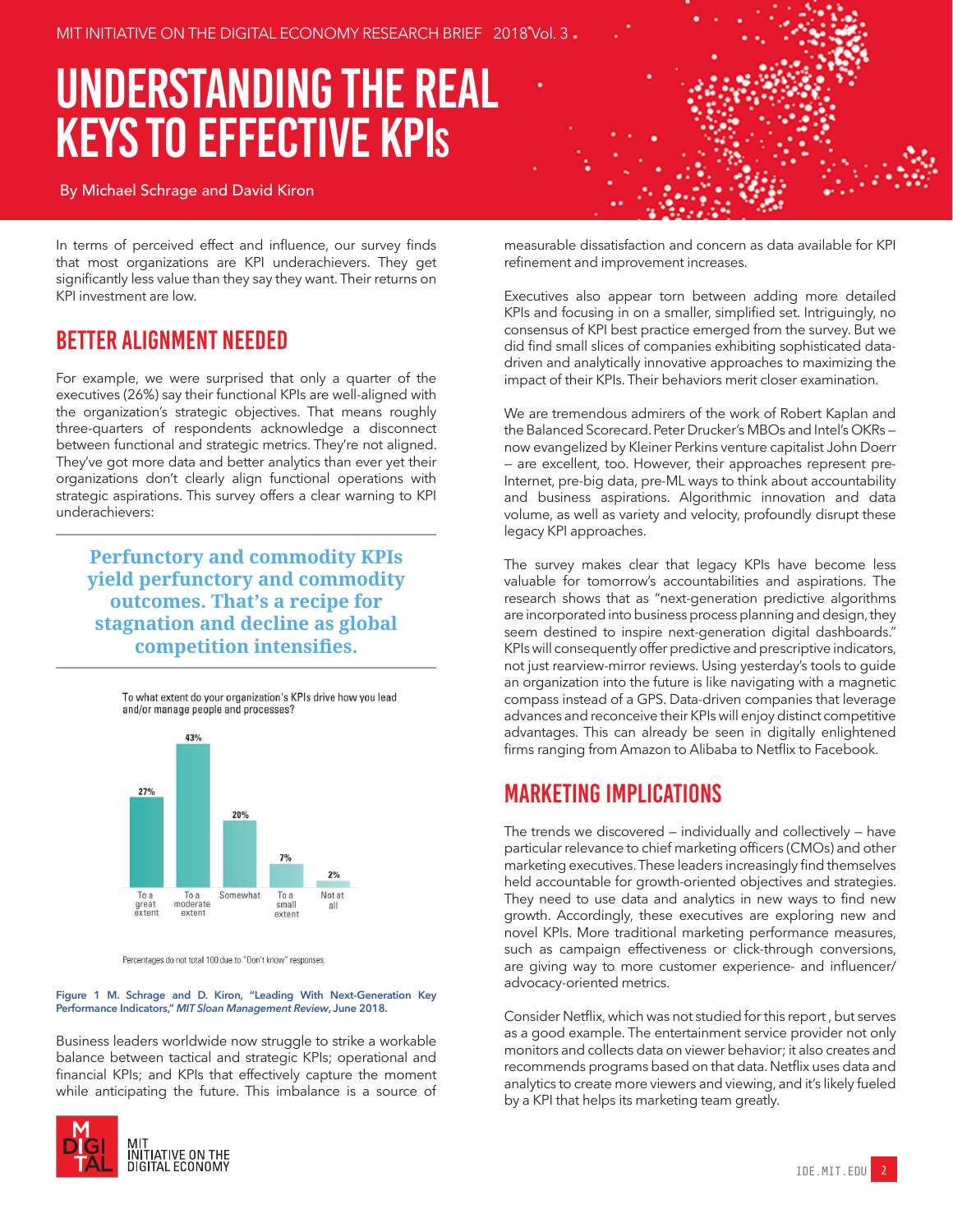# UNDERSTANDING THE REAL KEYS TO EFFECTIVE KPIs

By Michael Schrage and David Kiron

In terms of perceived effect and influence, our survey finds that most organizations are KPI underachievers. They get significantly less value than they say they want. Their returns on KPI investment are low.

## BETTER ALIGNMENT NEEDED

For example, we were surprised that only a quarter of the executives (26%) say their functional KPIs are well-aligned with the organization's strategic objectives. That means roughly three-quarters of respondents acknowledge a disconnect between functional and strategic metrics. They're not aligned. They've got more data and better analytics than ever yet their organizations don't clearly align functional operations with strategic aspirations. This survey offers a clear warning to KPI underachievers:

> **Perfunctory and commodity KPIs yield perfunctory and commodity outcomes. That's a recipe for stagnation and decline as global competition intensifies.**

To what extent do your organization's KPIs drive how you lead and/or manage people and processes?

| To a great extent | To a moderate extent | Somewhat | To a small extent | Not at all |
|---|---|---|---|---|
| 27% | 43% | 20% | 7% | 2% |

Percentages do not total 100 due to "Don't know" responses.

**Figure 1 M. Schrage and D. Kiron, "Leading With Next-Generation Key Performance Indicators,"** ***MIT Sloan Management Review*****, June 2018.**

Business leaders worldwide now struggle to strike a workable balance between tactical and strategic KPIs; operational and financial KPIs; and KPIs that effectively capture the moment while anticipating the future. This imbalance is a source of measurable dissatisfaction and concern as data available for KPI refinement and improvement increases.

Executives also appear torn between adding more detailed KPIs and focusing in on a smaller, simplified set. Intriguingly, no consensus of KPI best practice emerged from the survey. But we did find small slices of companies exhibiting sophisticated data-driven and analytically innovative approaches to maximizing the impact of their KPIs. Their behaviors merit closer examination.

We are tremendous admirers of the work of Robert Kaplan and the Balanced Scorecard. Peter Drucker's MBOs and Intel's OKRs – now evangelized by Kleiner Perkins venture capitalist John Doerr – are excellent, too. However, their approaches represent pre-Internet, pre-big data, pre-ML ways to think about accountability and business aspirations. Algorithmic innovation and data volume, as well as variety and velocity, profoundly disrupt these legacy KPI approaches.

The survey makes clear that legacy KPIs have become less valuable for tomorrow's accountabilities and aspirations. The research shows that as "next-generation predictive algorithms are incorporated into business process planning and design, they seem destined to inspire next-generation digital dashboards." KPIs will consequently offer predictive and prescriptive indicators, not just rearview-mirror reviews. Using yesterday's tools to guide an organization into the future is like navigating with a magnetic compass instead of a GPS. Data-driven companies that leverage advances and reconceive their KPIs will enjoy distinct competitive advantages. This can already be seen in digitally enlightened firms ranging from Amazon to Alibaba to Netflix to Facebook.

## MARKETING IMPLICATIONS

The trends we discovered – individually and collectively – have particular relevance to chief marketing officers (CMOs) and other marketing executives. These leaders increasingly find themselves held accountable for growth-oriented objectives and strategies. They need to use data and analytics in new ways to find new growth. Accordingly, these executives are exploring new and novel KPIs. More traditional marketing performance measures, such as campaign effectiveness or click-through conversions, are giving way to more customer experience- and influencer/advocacy-oriented metrics.

Consider Netflix, which was not studied for this report , but serves as a good example. The entertainment service provider not only monitors and collects data on viewer behavior; it also creates and recommends programs based on that data. Netflix uses data and analytics to create more viewers and viewing, and it's likely fueled by a KPI that helps its marketing team greatly.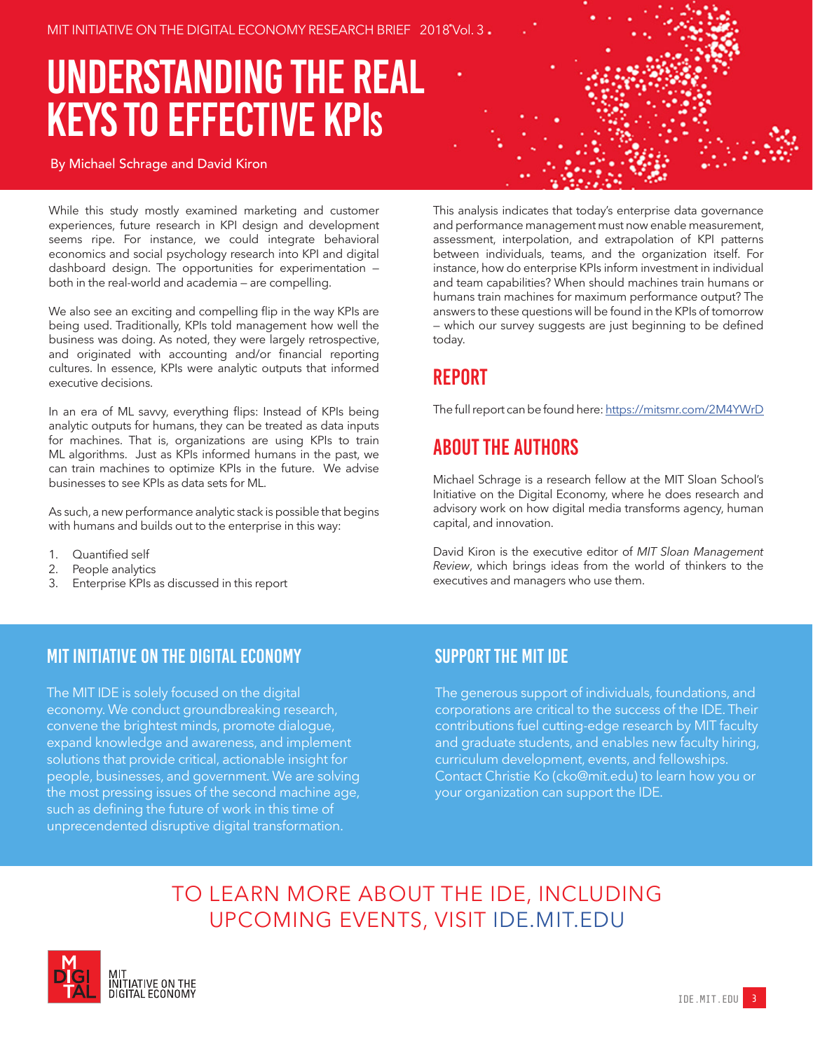# UNDERSTANDING THE REAL KEYS TO EFFECTIVE KPIs

By Michael Schrage and David Kiron

While this study mostly examined marketing and customer experiences, future research in KPI design and development seems ripe. For instance, we could integrate behavioral economics and social psychology research into KPI and digital dashboard design. The opportunities for experimentation – both in the real-world and academia – are compelling.

We also see an exciting and compelling flip in the way KPIs are being used. Traditionally, KPIs told management how well the business was doing. As noted, they were largely retrospective, and originated with accounting and/or financial reporting cultures. In essence, KPIs were analytic outputs that informed executive decisions.

In an era of ML savvy, everything flips: Instead of KPIs being analytic outputs for humans, they can be treated as data inputs for machines. That is, organizations are using KPIs to train ML algorithms. Just as KPIs informed humans in the past, we can train machines to optimize KPIs in the future. We advise businesses to see KPIs as data sets for ML.

As such, a new performance analytic stack is possible that begins with humans and builds out to the enterprise in this way:

1. Quantified self
2. People analytics
3. Enterprise KPIs as discussed in this report

This analysis indicates that today's enterprise data governance and performance management must now enable measurement, assessment, interpolation, and extrapolation of KPI patterns between individuals, teams, and the organization itself. For instance, how do enterprise KPIs inform investment in individual and team capabilities? When should machines train humans or humans train machines for maximum performance output? The answers to these questions will be found in the KPIs of tomorrow – which our survey suggests are just beginning to be defined today.

## REPORT

The full report can be found here: https://mitsmr.com/2M4YWrD

## ABOUT THE AUTHORS

Michael Schrage is a research fellow at the MIT Sloan School's Initiative on the Digital Economy, where he does research and advisory work on how digital media transforms agency, human capital, and innovation.

David Kiron is the executive editor of *MIT Sloan Management Review*, which brings ideas from the world of thinkers to the executives and managers who use them.

## MIT INITIATIVE ON THE DIGITAL ECONOMY

The MIT IDE is solely focused on the digital economy. We conduct groundbreaking research, convene the brightest minds, promote dialogue, expand knowledge and awareness, and implement solutions that provide critical, actionable insight for people, businesses, and government. We are solving the most pressing issues of the second machine age, such as defining the future of work in this time of unprecendented disruptive digital transformation.

## SUPPORT THE MIT IDE

The generous support of individuals, foundations, and corporations are critical to the success of the IDE. Their contributions fuel cutting-edge research by MIT faculty and graduate students, and enables new faculty hiring, curriculum development, events, and fellowships. Contact Christie Ko (cko@mit.edu) to learn how you or your organization can support the IDE.

TO LEARN MORE ABOUT THE IDE, INCLUDING UPCOMING EVENTS, VISIT IDE.MIT.EDU

MIT INITIATIVE ON THE DIGITAL ECONOMY